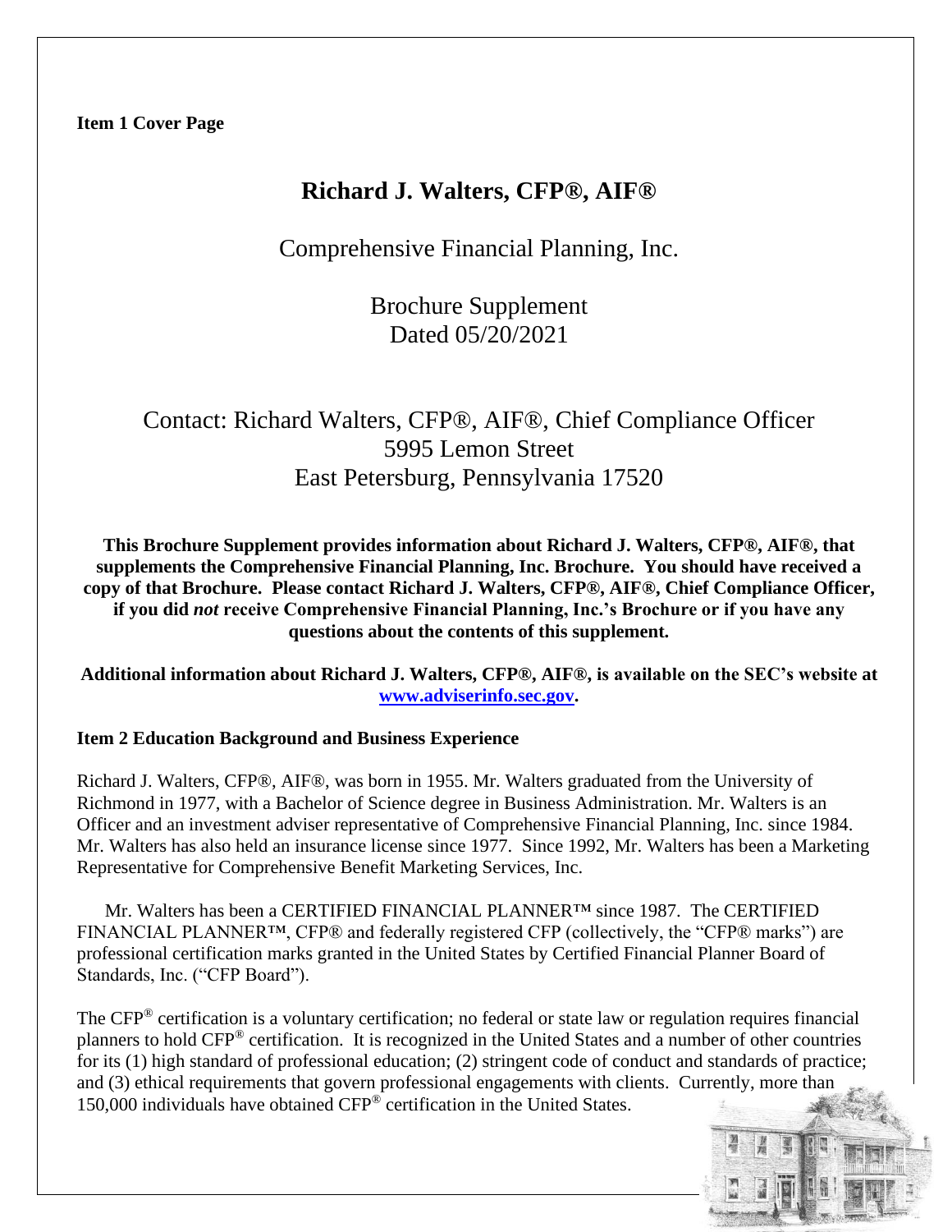**Item 1 Cover Page**

# Richard J. Walters, CFP®, AIF®

Comprehensive Financial Planning, Inc.

Brochure Supplement
Dated 05/20/2021

Contact: Richard Walters, CFP®, AIF®, Chief Compliance Officer
5995 Lemon Street
East Petersburg, Pennsylvania 17520

**This Brochure Supplement provides information about Richard J. Walters, CFP®, AIF®, that supplements the Comprehensive Financial Planning, Inc. Brochure. You should have received a copy of that Brochure. Please contact Richard J. Walters, CFP®, AIF®, Chief Compliance Officer, if you did *not* receive Comprehensive Financial Planning, Inc.'s Brochure or if you have any questions about the contents of this supplement.**

**Additional information about Richard J. Walters, CFP®, AIF®, is available on the SEC's website at [www.adviserinfo.sec.gov](http://www.adviserinfo.sec.gov).**

## Item 2 Education Background and Business Experience

Richard J. Walters, CFP®, AIF®, was born in 1955. Mr. Walters graduated from the University of Richmond in 1977, with a Bachelor of Science degree in Business Administration. Mr. Walters is an Officer and an investment adviser representative of Comprehensive Financial Planning, Inc. since 1984. Mr. Walters has also held an insurance license since 1977. Since 1992, Mr. Walters has been a Marketing Representative for Comprehensive Benefit Marketing Services, Inc.

Mr. Walters has been a CERTIFIED FINANCIAL PLANNER™ since 1987. The CERTIFIED FINANCIAL PLANNER™, CFP® and federally registered CFP (collectively, the "CFP® marks") are professional certification marks granted in the United States by Certified Financial Planner Board of Standards, Inc. ("CFP Board").

The CFP® certification is a voluntary certification; no federal or state law or regulation requires financial planners to hold CFP® certification. It is recognized in the United States and a number of other countries for its (1) high standard of professional education; (2) stringent code of conduct and standards of practice; and (3) ethical requirements that govern professional engagements with clients. Currently, more than 150,000 individuals have obtained CFP® certification in the United States.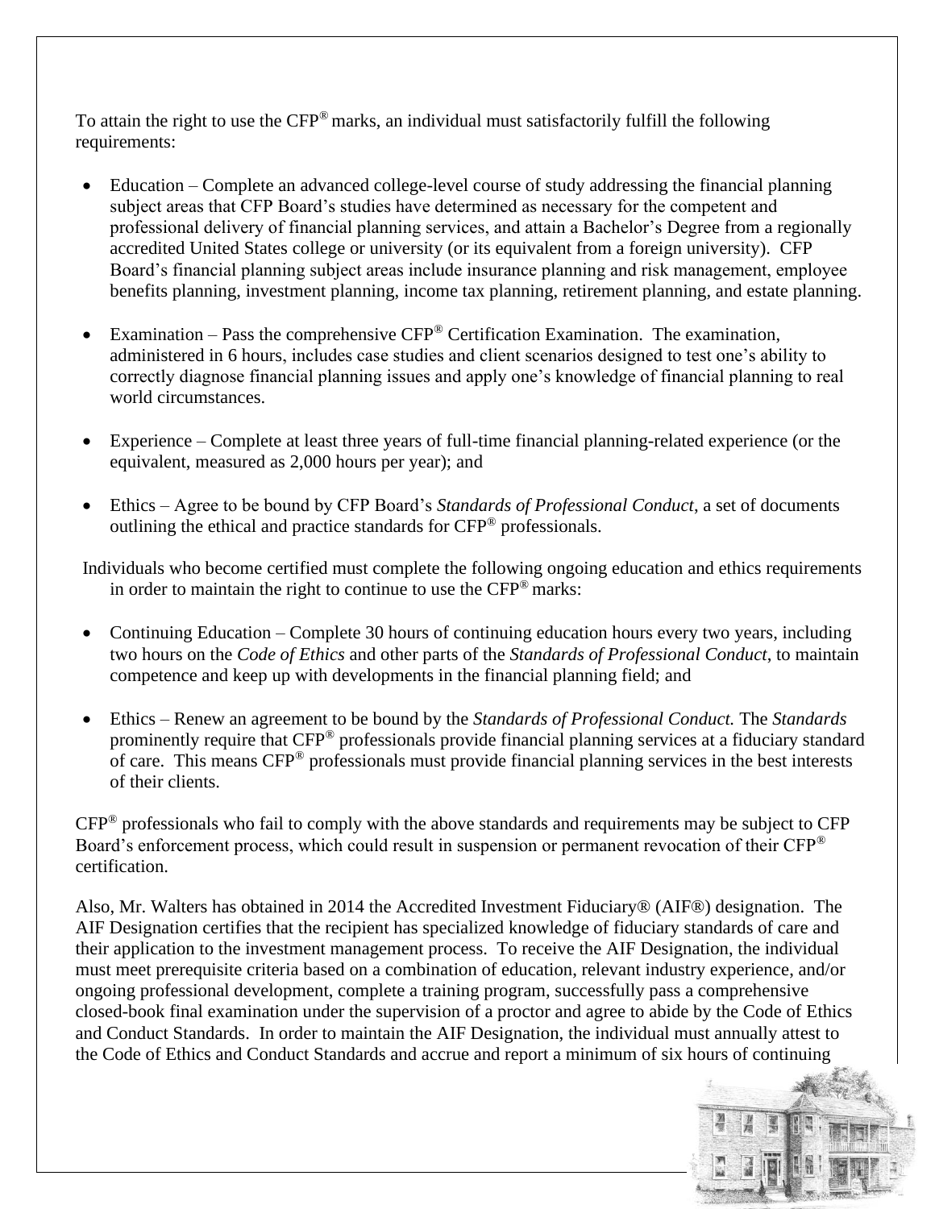To attain the right to use the CFP® marks, an individual must satisfactorily fulfill the following requirements:

- Education – Complete an advanced college-level course of study addressing the financial planning subject areas that CFP Board's studies have determined as necessary for the competent and professional delivery of financial planning services, and attain a Bachelor's Degree from a regionally accredited United States college or university (or its equivalent from a foreign university). CFP Board's financial planning subject areas include insurance planning and risk management, employee benefits planning, investment planning, income tax planning, retirement planning, and estate planning.

- Examination – Pass the comprehensive CFP® Certification Examination. The examination, administered in 6 hours, includes case studies and client scenarios designed to test one's ability to correctly diagnose financial planning issues and apply one's knowledge of financial planning to real world circumstances.

- Experience – Complete at least three years of full-time financial planning-related experience (or the equivalent, measured as 2,000 hours per year); and

- Ethics – Agree to be bound by CFP Board's *Standards of Professional Conduct*, a set of documents outlining the ethical and practice standards for CFP® professionals.

Individuals who become certified must complete the following ongoing education and ethics requirements in order to maintain the right to continue to use the CFP® marks:

- Continuing Education – Complete 30 hours of continuing education hours every two years, including two hours on the *Code of Ethics* and other parts of the *Standards of Professional Conduct*, to maintain competence and keep up with developments in the financial planning field; and

- Ethics – Renew an agreement to be bound by the *Standards of Professional Conduct.* The *Standards* prominently require that CFP® professionals provide financial planning services at a fiduciary standard of care. This means CFP® professionals must provide financial planning services in the best interests of their clients.

CFP® professionals who fail to comply with the above standards and requirements may be subject to CFP Board's enforcement process, which could result in suspension or permanent revocation of their CFP® certification.

Also, Mr. Walters has obtained in 2014 the Accredited Investment Fiduciary® (AIF®) designation. The AIF Designation certifies that the recipient has specialized knowledge of fiduciary standards of care and their application to the investment management process. To receive the AIF Designation, the individual must meet prerequisite criteria based on a combination of education, relevant industry experience, and/or ongoing professional development, complete a training program, successfully pass a comprehensive closed-book final examination under the supervision of a proctor and agree to abide by the Code of Ethics and Conduct Standards. In order to maintain the AIF Designation, the individual must annually attest to the Code of Ethics and Conduct Standards and accrue and report a minimum of six hours of continuing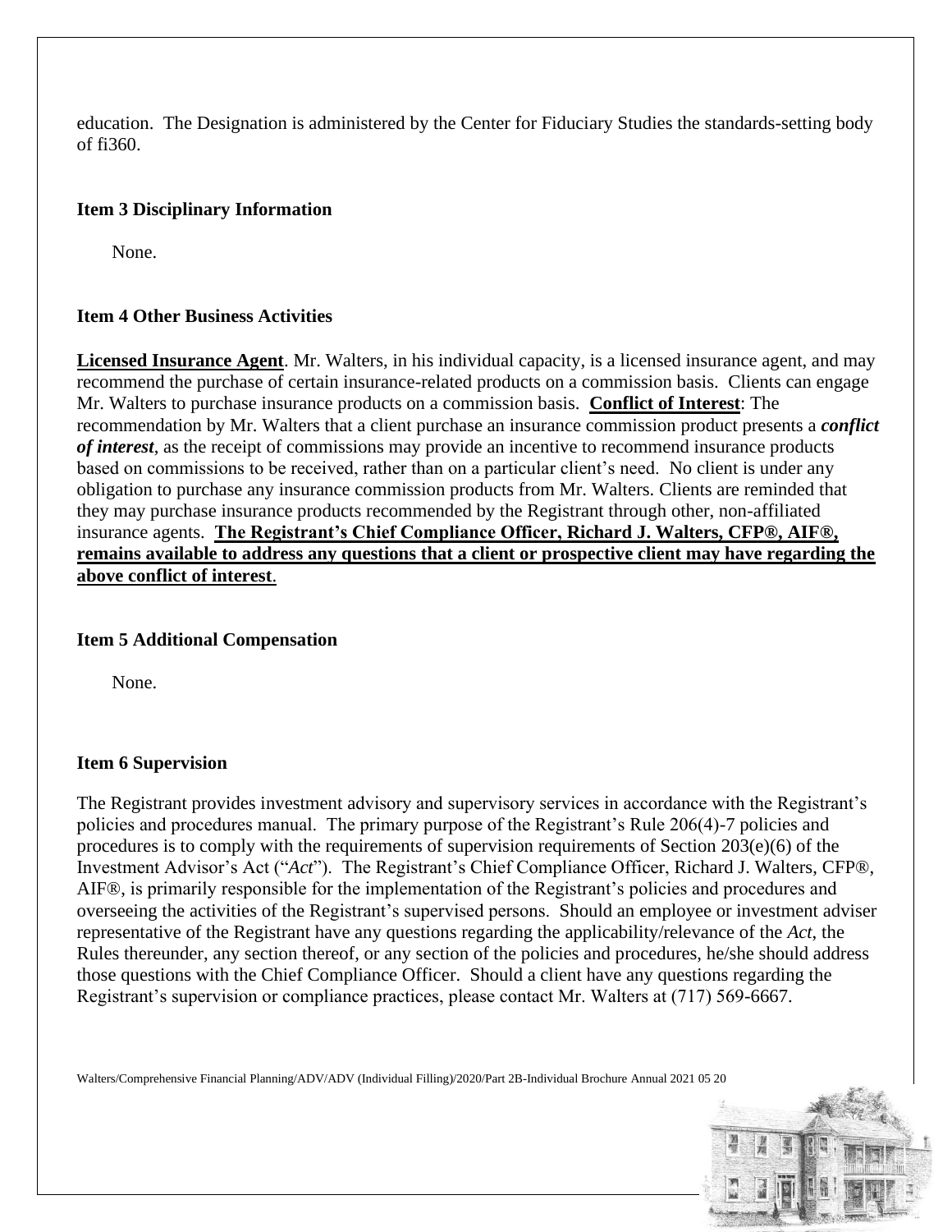education. The Designation is administered by the Center for Fiduciary Studies the standards-setting body of fi360.

**Item 3 Disciplinary Information**

None.

**Item 4 Other Business Activities**

**Licensed Insurance Agent**. Mr. Walters, in his individual capacity, is a licensed insurance agent, and may recommend the purchase of certain insurance-related products on a commission basis. Clients can engage Mr. Walters to purchase insurance products on a commission basis. **Conflict of Interest**: The recommendation by Mr. Walters that a client purchase an insurance commission product presents a ***conflict of interest***, as the receipt of commissions may provide an incentive to recommend insurance products based on commissions to be received, rather than on a particular client's need. No client is under any obligation to purchase any insurance commission products from Mr. Walters. Clients are reminded that they may purchase insurance products recommended by the Registrant through other, non-affiliated insurance agents. **The Registrant's Chief Compliance Officer, Richard J. Walters, CFP®, AIF®, remains available to address any questions that a client or prospective client may have regarding the above conflict of interest**.

**Item 5 Additional Compensation**

None.

**Item 6 Supervision**

The Registrant provides investment advisory and supervisory services in accordance with the Registrant's policies and procedures manual. The primary purpose of the Registrant's Rule 206(4)-7 policies and procedures is to comply with the requirements of supervision requirements of Section 203(e)(6) of the Investment Advisor's Act ("*Act*"). The Registrant's Chief Compliance Officer, Richard J. Walters, CFP®, AIF®, is primarily responsible for the implementation of the Registrant's policies and procedures and overseeing the activities of the Registrant's supervised persons. Should an employee or investment adviser representative of the Registrant have any questions regarding the applicability/relevance of the *Act*, the Rules thereunder, any section thereof, or any section of the policies and procedures, he/she should address those questions with the Chief Compliance Officer. Should a client have any questions regarding the Registrant's supervision or compliance practices, please contact Mr. Walters at (717) 569-6667.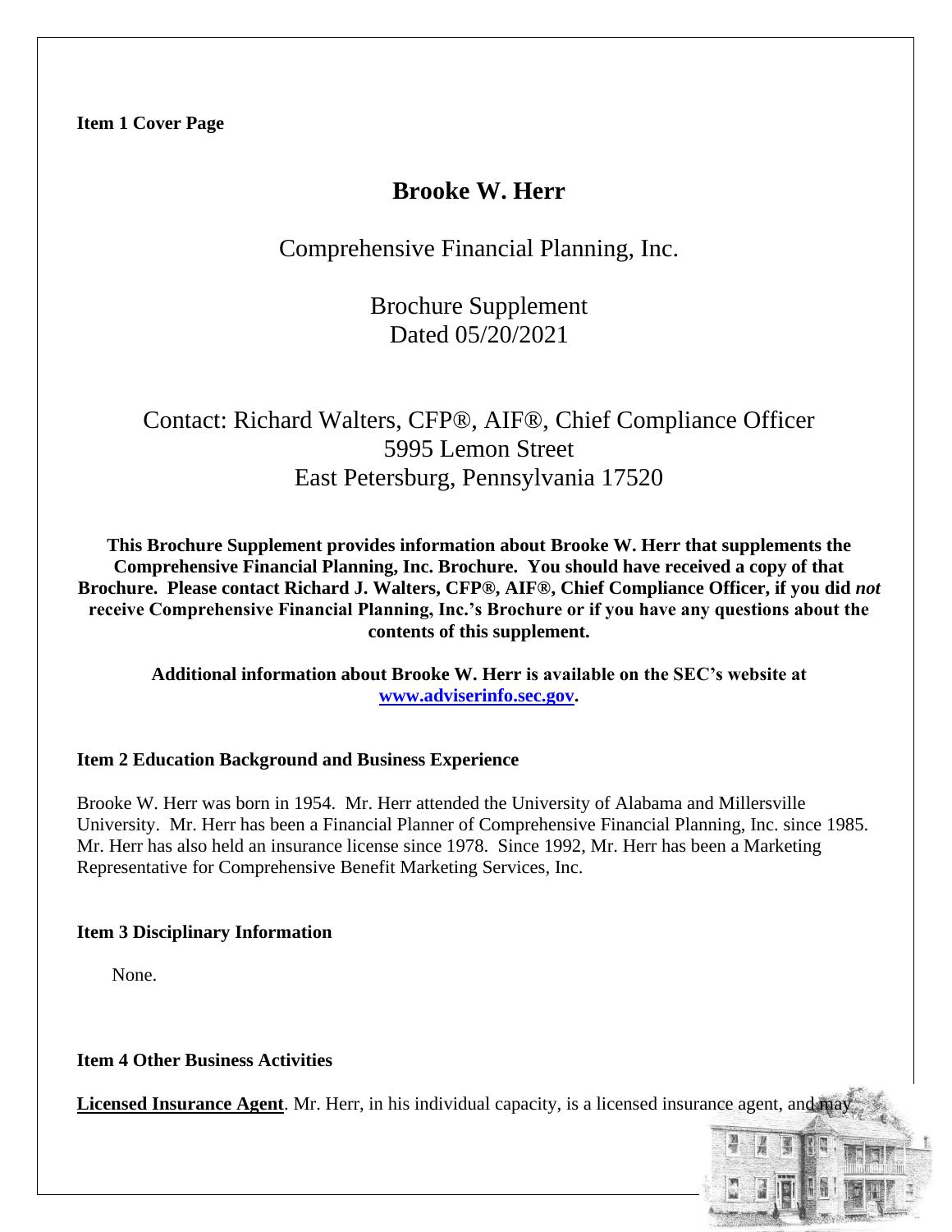**Item 1 Cover Page**

# Brooke W. Herr

Comprehensive Financial Planning, Inc.

Brochure Supplement
Dated 05/20/2021

Contact: Richard Walters, CFP®, AIF®, Chief Compliance Officer
5995 Lemon Street
East Petersburg, Pennsylvania 17520

**This Brochure Supplement provides information about Brooke W. Herr that supplements the Comprehensive Financial Planning, Inc. Brochure. You should have received a copy of that Brochure. Please contact Richard J. Walters, CFP®, AIF®, Chief Compliance Officer, if you did *not* receive Comprehensive Financial Planning, Inc.'s Brochure or if you have any questions about the contents of this supplement.**

**Additional information about Brooke W. Herr is available on the SEC's website at [www.adviserinfo.sec.gov](http://www.adviserinfo.sec.gov).**

## Item 2 Education Background and Business Experience

Brooke W. Herr was born in 1954. Mr. Herr attended the University of Alabama and Millersville University. Mr. Herr has been a Financial Planner of Comprehensive Financial Planning, Inc. since 1985. Mr. Herr has also held an insurance license since 1978. Since 1992, Mr. Herr has been a Marketing Representative for Comprehensive Benefit Marketing Services, Inc.

## Item 3 Disciplinary Information

None.

## Item 4 Other Business Activities

**Licensed Insurance Agent**. Mr. Herr, in his individual capacity, is a licensed insurance agent, and may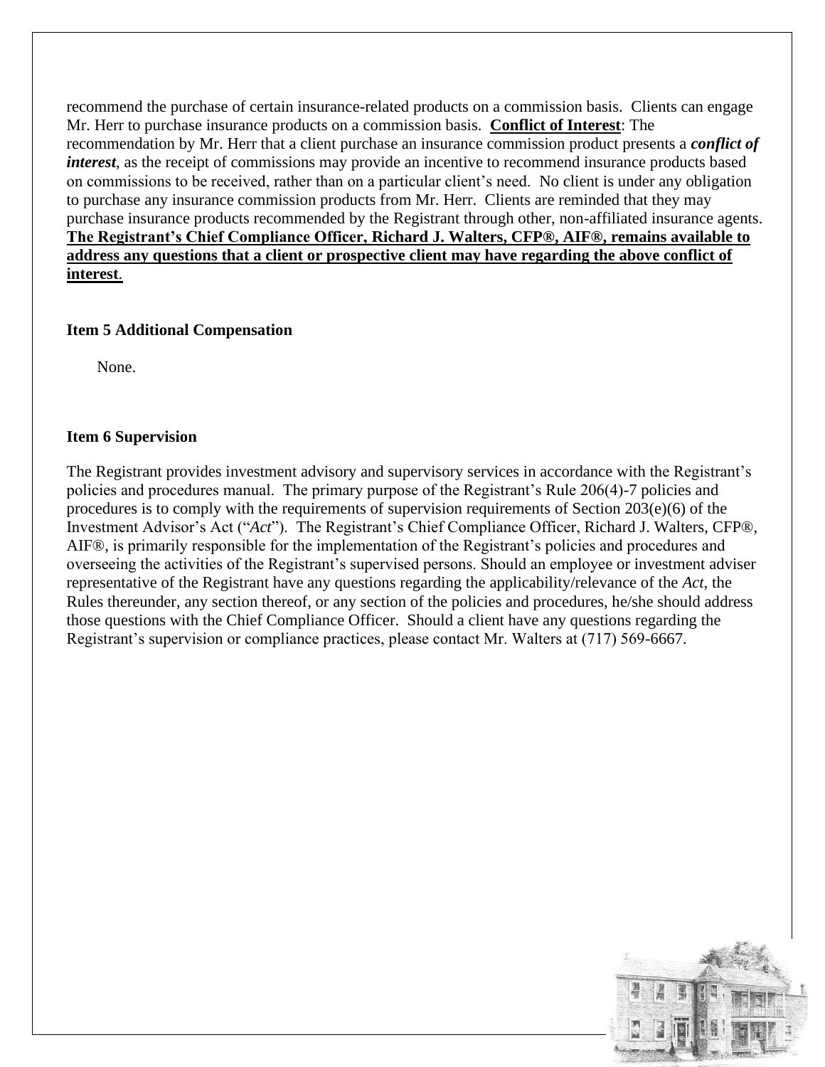recommend the purchase of certain insurance-related products on a commission basis. Clients can engage Mr. Herr to purchase insurance products on a commission basis. **Conflict of Interest**: The recommendation by Mr. Herr that a client purchase an insurance commission product presents a ***conflict of interest***, as the receipt of commissions may provide an incentive to recommend insurance products based on commissions to be received, rather than on a particular client's need. No client is under any obligation to purchase any insurance commission products from Mr. Herr. Clients are reminded that they may purchase insurance products recommended by the Registrant through other, non-affiliated insurance agents. **The Registrant's Chief Compliance Officer, Richard J. Walters, CFP®, AIF®, remains available to address any questions that a client or prospective client may have regarding the above conflict of interest**.

### Item 5 Additional Compensation

None.

### Item 6 Supervision

The Registrant provides investment advisory and supervisory services in accordance with the Registrant's policies and procedures manual. The primary purpose of the Registrant's Rule 206(4)-7 policies and procedures is to comply with the requirements of supervision requirements of Section 203(e)(6) of the Investment Advisor's Act ("*Act*"). The Registrant's Chief Compliance Officer, Richard J. Walters, CFP®, AIF®, is primarily responsible for the implementation of the Registrant's policies and procedures and overseeing the activities of the Registrant's supervised persons. Should an employee or investment adviser representative of the Registrant have any questions regarding the applicability/relevance of the *Act*, the Rules thereunder, any section thereof, or any section of the policies and procedures, he/she should address those questions with the Chief Compliance Officer. Should a client have any questions regarding the Registrant's supervision or compliance practices, please contact Mr. Walters at (717) 569-6667.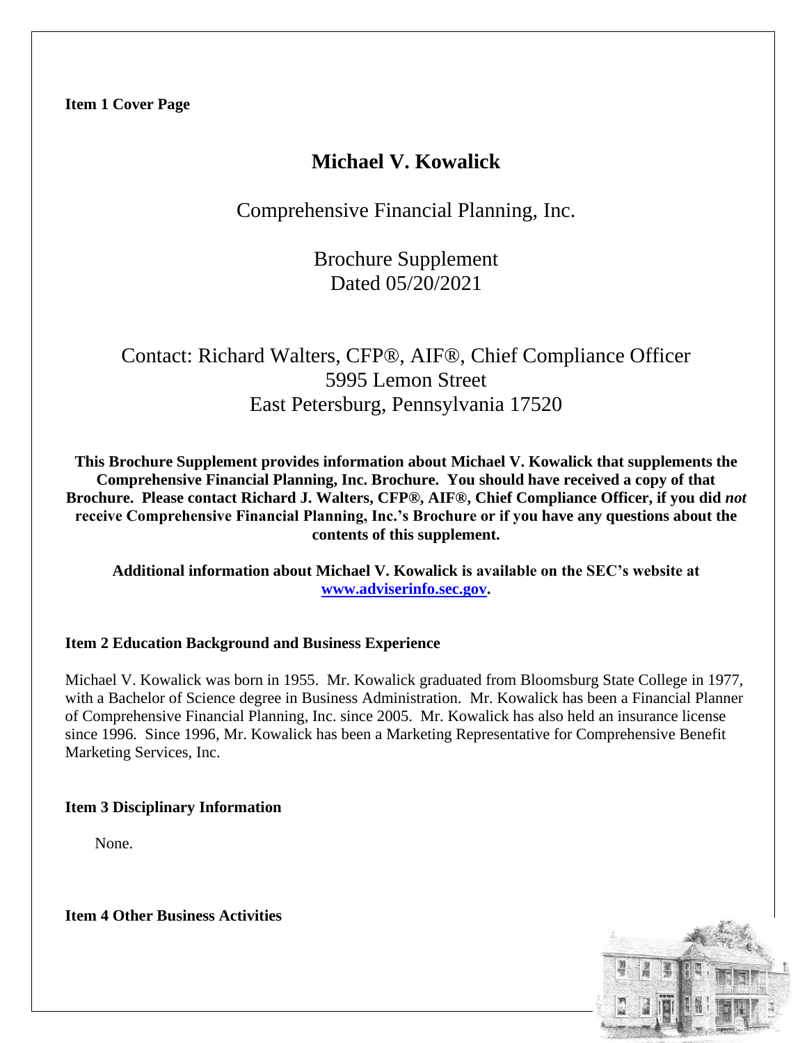**Item 1 Cover Page**

# Michael V. Kowalick

Comprehensive Financial Planning, Inc.

Brochure Supplement
Dated 05/20/2021

Contact: Richard Walters, CFP®, AIF®, Chief Compliance Officer
5995 Lemon Street
East Petersburg, Pennsylvania 17520

**This Brochure Supplement provides information about Michael V. Kowalick that supplements the Comprehensive Financial Planning, Inc. Brochure. You should have received a copy of that Brochure. Please contact Richard J. Walters, CFP®, AIF®, Chief Compliance Officer, if you did *not* receive Comprehensive Financial Planning, Inc.'s Brochure or if you have any questions about the contents of this supplement.**

**Additional information about Michael V. Kowalick is available on the SEC's website at [www.adviserinfo.sec.gov](http://www.adviserinfo.sec.gov).**

## Item 2 Education Background and Business Experience

Michael V. Kowalick was born in 1955. Mr. Kowalick graduated from Bloomsburg State College in 1977, with a Bachelor of Science degree in Business Administration. Mr. Kowalick has been a Financial Planner of Comprehensive Financial Planning, Inc. since 2005. Mr. Kowalick has also held an insurance license since 1996. Since 1996, Mr. Kowalick has been a Marketing Representative for Comprehensive Benefit Marketing Services, Inc.

## Item 3 Disciplinary Information

None.

## Item 4 Other Business Activities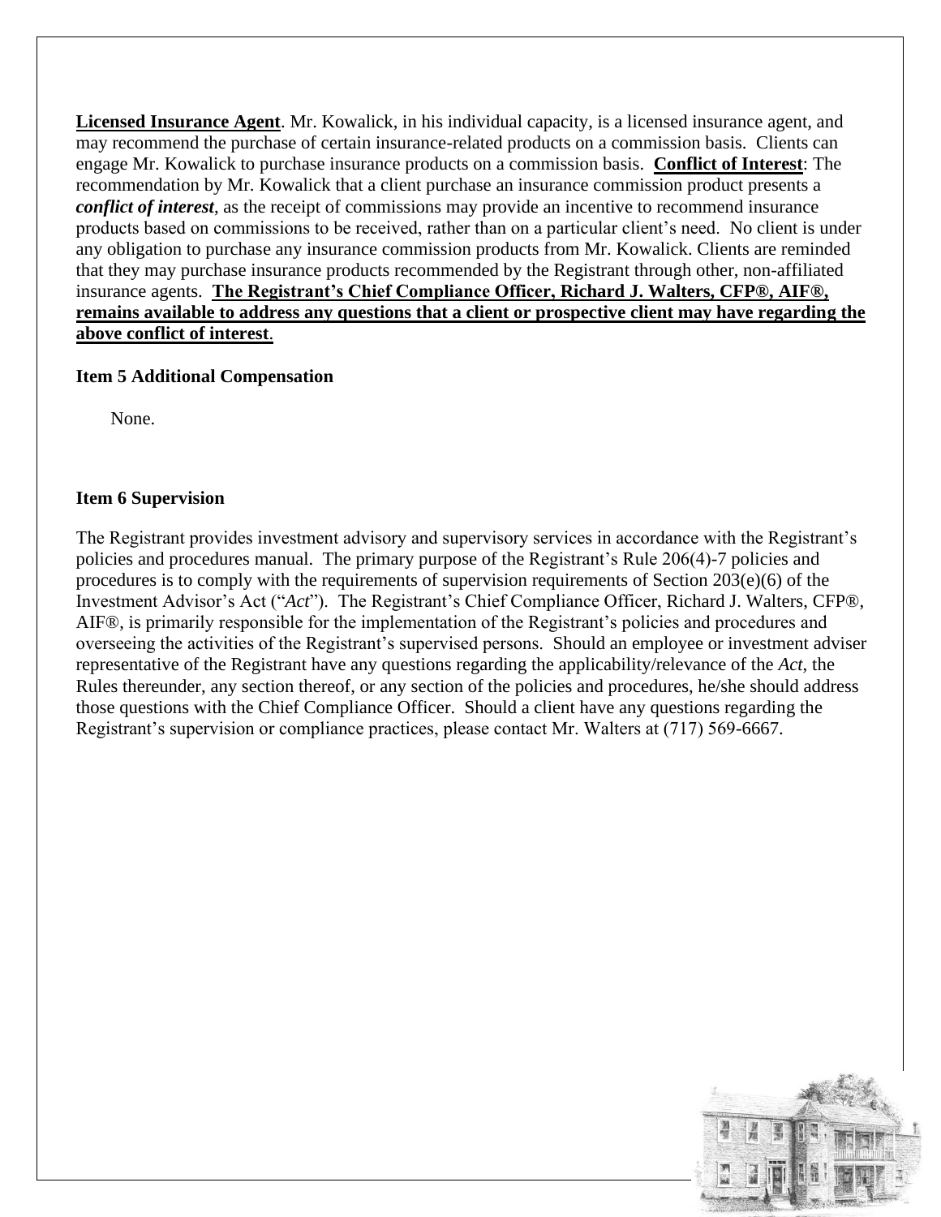**Licensed Insurance Agent**. Mr. Kowalick, in his individual capacity, is a licensed insurance agent, and may recommend the purchase of certain insurance-related products on a commission basis. Clients can engage Mr. Kowalick to purchase insurance products on a commission basis. **Conflict of Interest**: The recommendation by Mr. Kowalick that a client purchase an insurance commission product presents a ***conflict of interest***, as the receipt of commissions may provide an incentive to recommend insurance products based on commissions to be received, rather than on a particular client's need. No client is under any obligation to purchase any insurance commission products from Mr. Kowalick. Clients are reminded that they may purchase insurance products recommended by the Registrant through other, non-affiliated insurance agents. **The Registrant's Chief Compliance Officer, Richard J. Walters, CFP®, AIF®, remains available to address any questions that a client or prospective client may have regarding the above conflict of interest**.

**Item 5 Additional Compensation**

None.

**Item 6 Supervision**

The Registrant provides investment advisory and supervisory services in accordance with the Registrant's policies and procedures manual. The primary purpose of the Registrant's Rule 206(4)-7 policies and procedures is to comply with the requirements of supervision requirements of Section 203(e)(6) of the Investment Advisor's Act ("*Act*"). The Registrant's Chief Compliance Officer, Richard J. Walters, CFP®, AIF®, is primarily responsible for the implementation of the Registrant's policies and procedures and overseeing the activities of the Registrant's supervised persons. Should an employee or investment adviser representative of the Registrant have any questions regarding the applicability/relevance of the *Act*, the Rules thereunder, any section thereof, or any section of the policies and procedures, he/she should address those questions with the Chief Compliance Officer. Should a client have any questions regarding the Registrant's supervision or compliance practices, please contact Mr. Walters at (717) 569-6667.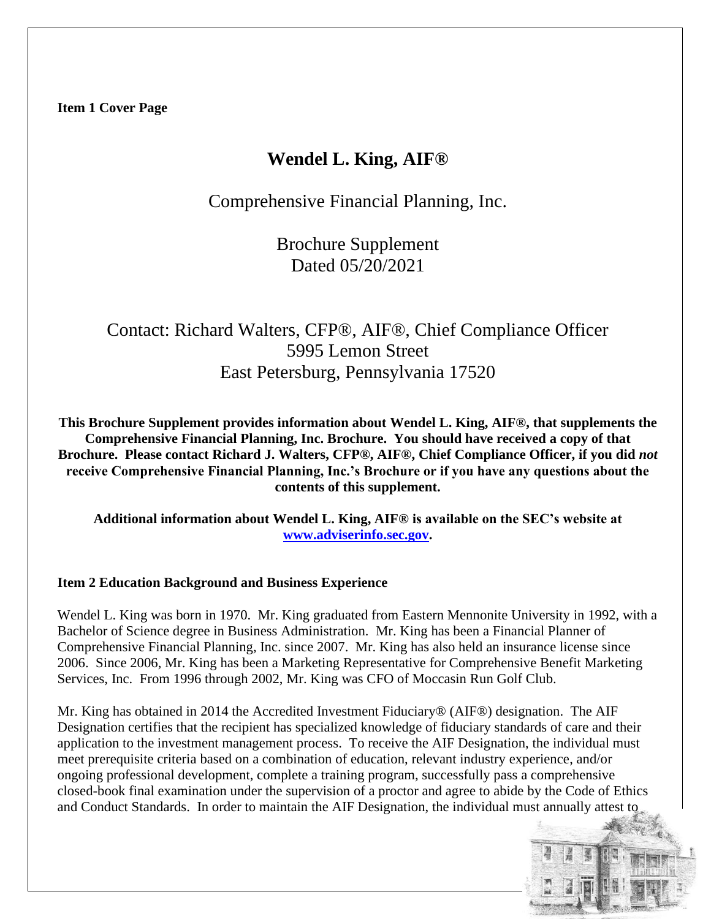**Item 1 Cover Page**

# Wendel L. King, AIF®

Comprehensive Financial Planning, Inc.

Brochure Supplement
Dated 05/20/2021

Contact: Richard Walters, CFP®, AIF®, Chief Compliance Officer
5995 Lemon Street
East Petersburg, Pennsylvania 17520

**This Brochure Supplement provides information about Wendel L. King, AIF®, that supplements the Comprehensive Financial Planning, Inc. Brochure. You should have received a copy of that Brochure. Please contact Richard J. Walters, CFP®, AIF®, Chief Compliance Officer, if you did *not* receive Comprehensive Financial Planning, Inc.'s Brochure or if you have any questions about the contents of this supplement.**

**Additional information about Wendel L. King, AIF® is available on the SEC's website at [www.adviserinfo.sec.gov](www.adviserinfo.sec.gov).**

## Item 2 Education Background and Business Experience

Wendel L. King was born in 1970. Mr. King graduated from Eastern Mennonite University in 1992, with a Bachelor of Science degree in Business Administration. Mr. King has been a Financial Planner of Comprehensive Financial Planning, Inc. since 2007. Mr. King has also held an insurance license since 2006. Since 2006, Mr. King has been a Marketing Representative for Comprehensive Benefit Marketing Services, Inc. From 1996 through 2002, Mr. King was CFO of Moccasin Run Golf Club.

Mr. King has obtained in 2014 the Accredited Investment Fiduciary® (AIF®) designation. The AIF Designation certifies that the recipient has specialized knowledge of fiduciary standards of care and their application to the investment management process. To receive the AIF Designation, the individual must meet prerequisite criteria based on a combination of education, relevant industry experience, and/or ongoing professional development, complete a training program, successfully pass a comprehensive closed-book final examination under the supervision of a proctor and agree to abide by the Code of Ethics and Conduct Standards. In order to maintain the AIF Designation, the individual must annually attest to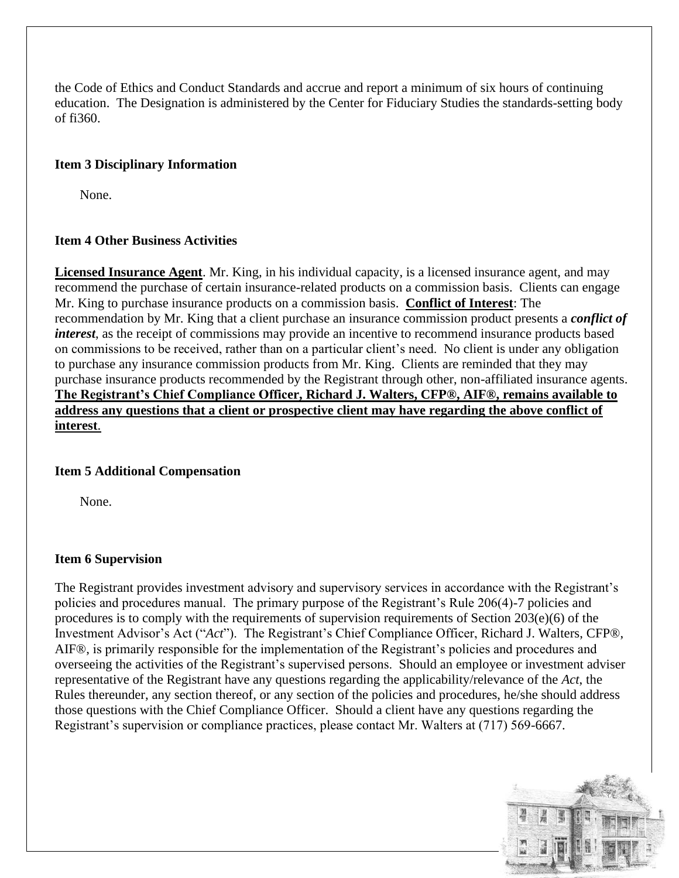the Code of Ethics and Conduct Standards and accrue and report a minimum of six hours of continuing education. The Designation is administered by the Center for Fiduciary Studies the standards-setting body of fi360.

**Item 3 Disciplinary Information**

None.

**Item 4 Other Business Activities**

**Licensed Insurance Agent**. Mr. King, in his individual capacity, is a licensed insurance agent, and may recommend the purchase of certain insurance-related products on a commission basis. Clients can engage Mr. King to purchase insurance products on a commission basis. **Conflict of Interest**: The recommendation by Mr. King that a client purchase an insurance commission product presents a ***conflict of interest***, as the receipt of commissions may provide an incentive to recommend insurance products based on commissions to be received, rather than on a particular client's need. No client is under any obligation to purchase any insurance commission products from Mr. King. Clients are reminded that they may purchase insurance products recommended by the Registrant through other, non-affiliated insurance agents. **The Registrant's Chief Compliance Officer, Richard J. Walters, CFP®, AIF®, remains available to address any questions that a client or prospective client may have regarding the above conflict of interest**.

**Item 5 Additional Compensation**

None.

**Item 6 Supervision**

The Registrant provides investment advisory and supervisory services in accordance with the Registrant's policies and procedures manual. The primary purpose of the Registrant's Rule 206(4)-7 policies and procedures is to comply with the requirements of supervision requirements of Section 203(e)(6) of the Investment Advisor's Act ("*Act*"). The Registrant's Chief Compliance Officer, Richard J. Walters, CFP®, AIF®, is primarily responsible for the implementation of the Registrant's policies and procedures and overseeing the activities of the Registrant's supervised persons. Should an employee or investment adviser representative of the Registrant have any questions regarding the applicability/relevance of the *Act*, the Rules thereunder, any section thereof, or any section of the policies and procedures, he/she should address those questions with the Chief Compliance Officer. Should a client have any questions regarding the Registrant's supervision or compliance practices, please contact Mr. Walters at (717) 569-6667.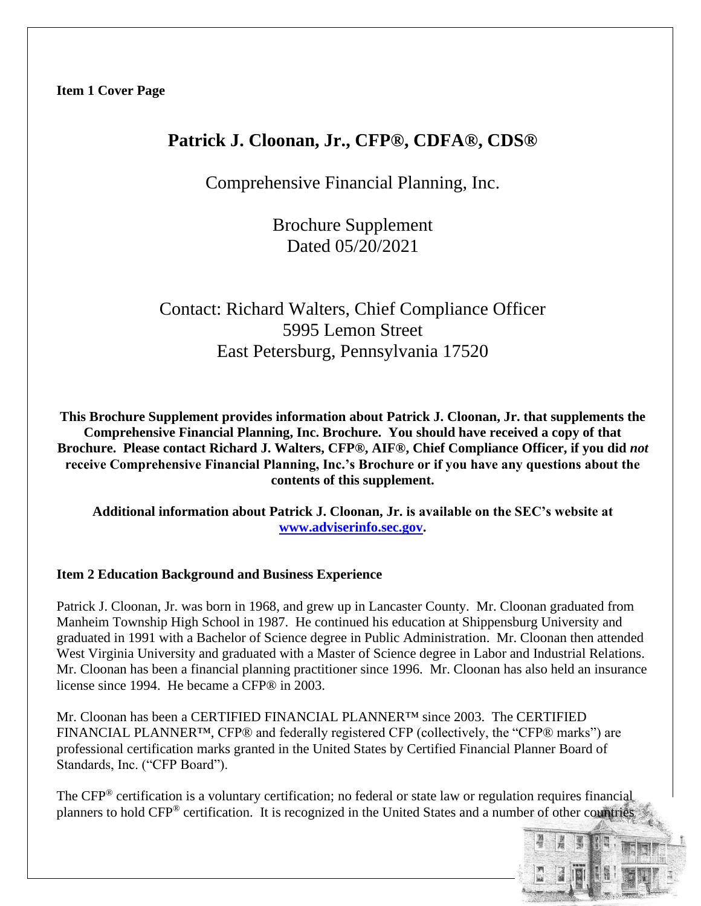**Item 1 Cover Page**

# Patrick J. Cloonan, Jr., CFP®, CDFA®, CDS®

Comprehensive Financial Planning, Inc.

Brochure Supplement
Dated 05/20/2021

Contact: Richard Walters, Chief Compliance Officer
5995 Lemon Street
East Petersburg, Pennsylvania 17520

**This Brochure Supplement provides information about Patrick J. Cloonan, Jr. that supplements the Comprehensive Financial Planning, Inc. Brochure. You should have received a copy of that Brochure. Please contact Richard J. Walters, CFP®, AIF®, Chief Compliance Officer, if you did *not* receive Comprehensive Financial Planning, Inc.'s Brochure or if you have any questions about the contents of this supplement.**

**Additional information about Patrick J. Cloonan, Jr. is available on the SEC's website at [www.adviserinfo.sec.gov](http://www.adviserinfo.sec.gov).**

**Item 2 Education Background and Business Experience**

Patrick J. Cloonan, Jr. was born in 1968, and grew up in Lancaster County. Mr. Cloonan graduated from Manheim Township High School in 1987. He continued his education at Shippensburg University and graduated in 1991 with a Bachelor of Science degree in Public Administration. Mr. Cloonan then attended West Virginia University and graduated with a Master of Science degree in Labor and Industrial Relations. Mr. Cloonan has been a financial planning practitioner since 1996. Mr. Cloonan has also held an insurance license since 1994. He became a CFP® in 2003.

Mr. Cloonan has been a CERTIFIED FINANCIAL PLANNER™ since 2003. The CERTIFIED FINANCIAL PLANNER™, CFP® and federally registered CFP (collectively, the "CFP® marks") are professional certification marks granted in the United States by Certified Financial Planner Board of Standards, Inc. ("CFP Board").

The CFP® certification is a voluntary certification; no federal or state law or regulation requires financial planners to hold CFP® certification. It is recognized in the United States and a number of other countries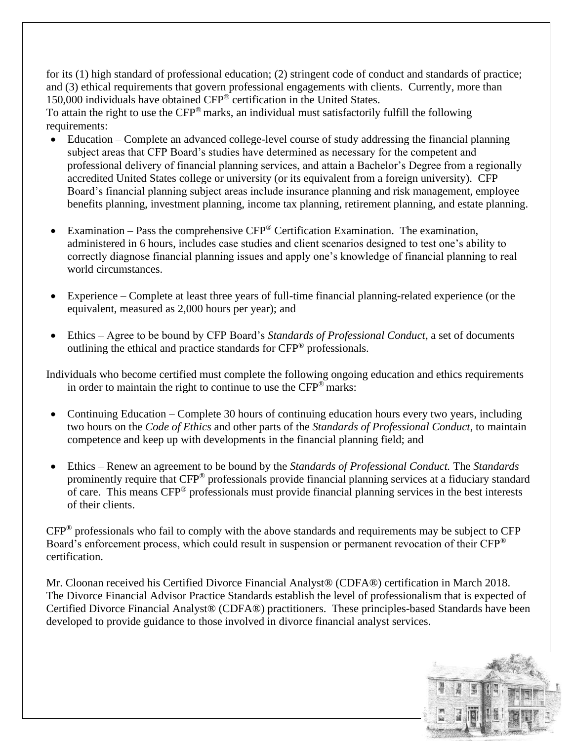for its (1) high standard of professional education; (2) stringent code of conduct and standards of practice; and (3) ethical requirements that govern professional engagements with clients. Currently, more than 150,000 individuals have obtained CFP® certification in the United States.

To attain the right to use the CFP® marks, an individual must satisfactorily fulfill the following requirements:

- Education – Complete an advanced college-level course of study addressing the financial planning subject areas that CFP Board's studies have determined as necessary for the competent and professional delivery of financial planning services, and attain a Bachelor's Degree from a regionally accredited United States college or university (or its equivalent from a foreign university). CFP Board's financial planning subject areas include insurance planning and risk management, employee benefits planning, investment planning, income tax planning, retirement planning, and estate planning.

- Examination – Pass the comprehensive CFP® Certification Examination. The examination, administered in 6 hours, includes case studies and client scenarios designed to test one's ability to correctly diagnose financial planning issues and apply one's knowledge of financial planning to real world circumstances.

- Experience – Complete at least three years of full-time financial planning-related experience (or the equivalent, measured as 2,000 hours per year); and

- Ethics – Agree to be bound by CFP Board's *Standards of Professional Conduct*, a set of documents outlining the ethical and practice standards for CFP® professionals.

Individuals who become certified must complete the following ongoing education and ethics requirements in order to maintain the right to continue to use the CFP® marks:

- Continuing Education – Complete 30 hours of continuing education hours every two years, including two hours on the *Code of Ethics* and other parts of the *Standards of Professional Conduct*, to maintain competence and keep up with developments in the financial planning field; and

- Ethics – Renew an agreement to be bound by the *Standards of Professional Conduct.* The *Standards* prominently require that CFP® professionals provide financial planning services at a fiduciary standard of care. This means CFP® professionals must provide financial planning services in the best interests of their clients.

CFP® professionals who fail to comply with the above standards and requirements may be subject to CFP Board's enforcement process, which could result in suspension or permanent revocation of their CFP® certification.

Mr. Cloonan received his Certified Divorce Financial Analyst® (CDFA®) certification in March 2018. The Divorce Financial Advisor Practice Standards establish the level of professionalism that is expected of Certified Divorce Financial Analyst® (CDFA®) practitioners. These principles-based Standards have been developed to provide guidance to those involved in divorce financial analyst services.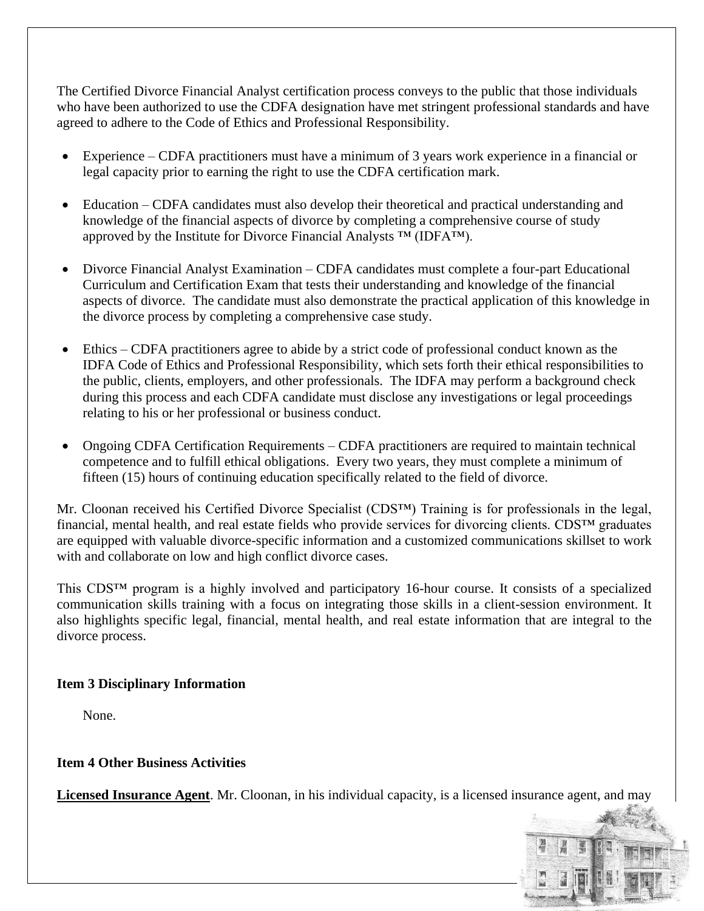The Certified Divorce Financial Analyst certification process conveys to the public that those individuals who have been authorized to use the CDFA designation have met stringent professional standards and have agreed to adhere to the Code of Ethics and Professional Responsibility.

- Experience – CDFA practitioners must have a minimum of 3 years work experience in a financial or legal capacity prior to earning the right to use the CDFA certification mark.

- Education – CDFA candidates must also develop their theoretical and practical understanding and knowledge of the financial aspects of divorce by completing a comprehensive course of study approved by the Institute for Divorce Financial Analysts ™ (IDFA™).

- Divorce Financial Analyst Examination – CDFA candidates must complete a four-part Educational Curriculum and Certification Exam that tests their understanding and knowledge of the financial aspects of divorce. The candidate must also demonstrate the practical application of this knowledge in the divorce process by completing a comprehensive case study.

- Ethics – CDFA practitioners agree to abide by a strict code of professional conduct known as the IDFA Code of Ethics and Professional Responsibility, which sets forth their ethical responsibilities to the public, clients, employers, and other professionals. The IDFA may perform a background check during this process and each CDFA candidate must disclose any investigations or legal proceedings relating to his or her professional or business conduct.

- Ongoing CDFA Certification Requirements – CDFA practitioners are required to maintain technical competence and to fulfill ethical obligations. Every two years, they must complete a minimum of fifteen (15) hours of continuing education specifically related to the field of divorce.

Mr. Cloonan received his Certified Divorce Specialist (CDS™) Training is for professionals in the legal, financial, mental health, and real estate fields who provide services for divorcing clients. CDS™ graduates are equipped with valuable divorce-specific information and a customized communications skillset to work with and collaborate on low and high conflict divorce cases.

This CDS™ program is a highly involved and participatory 16-hour course. It consists of a specialized communication skills training with a focus on integrating those skills in a client-session environment. It also highlights specific legal, financial, mental health, and real estate information that are integral to the divorce process.

**Item 3 Disciplinary Information**

None.

**Item 4 Other Business Activities**

**Licensed Insurance Agent**. Mr. Cloonan, in his individual capacity, is a licensed insurance agent, and may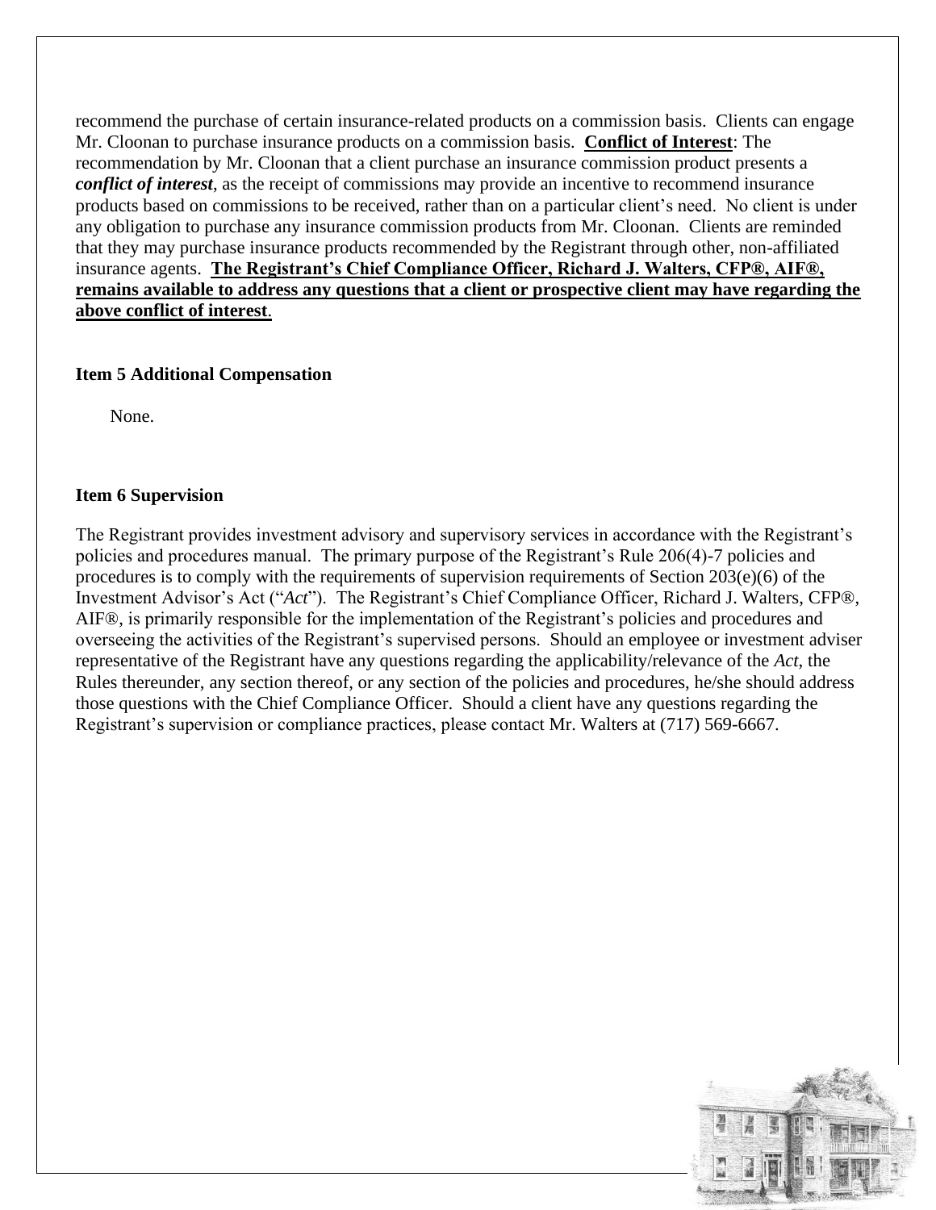recommend the purchase of certain insurance-related products on a commission basis. Clients can engage Mr. Cloonan to purchase insurance products on a commission basis. **Conflict of Interest**: The recommendation by Mr. Cloonan that a client purchase an insurance commission product presents a ***conflict of interest***, as the receipt of commissions may provide an incentive to recommend insurance products based on commissions to be received, rather than on a particular client's need. No client is under any obligation to purchase any insurance commission products from Mr. Cloonan. Clients are reminded that they may purchase insurance products recommended by the Registrant through other, non-affiliated insurance agents. **The Registrant's Chief Compliance Officer, Richard J. Walters, CFP®, AIF®, remains available to address any questions that a client or prospective client may have regarding the above conflict of interest**.

**Item 5 Additional Compensation**

None.

**Item 6 Supervision**

The Registrant provides investment advisory and supervisory services in accordance with the Registrant's policies and procedures manual. The primary purpose of the Registrant's Rule 206(4)-7 policies and procedures is to comply with the requirements of supervision requirements of Section 203(e)(6) of the Investment Advisor's Act ("*Act*"). The Registrant's Chief Compliance Officer, Richard J. Walters, CFP®, AIF®, is primarily responsible for the implementation of the Registrant's policies and procedures and overseeing the activities of the Registrant's supervised persons. Should an employee or investment adviser representative of the Registrant have any questions regarding the applicability/relevance of the *Act*, the Rules thereunder, any section thereof, or any section of the policies and procedures, he/she should address those questions with the Chief Compliance Officer. Should a client have any questions regarding the Registrant's supervision or compliance practices, please contact Mr. Walters at (717) 569-6667.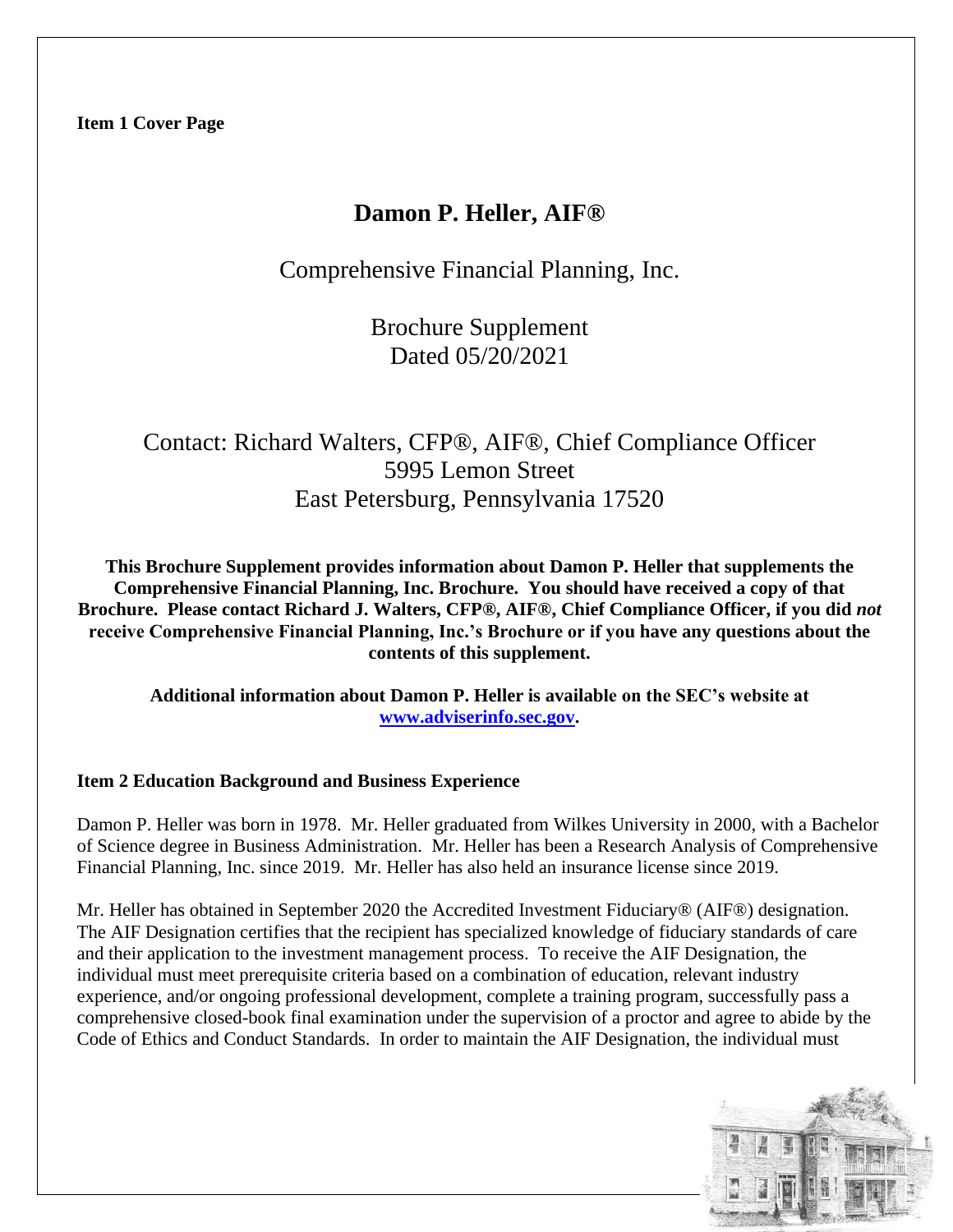**Item 1 Cover Page**

# Damon P. Heller, AIF®

Comprehensive Financial Planning, Inc.

Brochure Supplement
Dated 05/20/2021

Contact: Richard Walters, CFP®, AIF®, Chief Compliance Officer
5995 Lemon Street
East Petersburg, Pennsylvania 17520

**This Brochure Supplement provides information about Damon P. Heller that supplements the Comprehensive Financial Planning, Inc. Brochure. You should have received a copy of that Brochure. Please contact Richard J. Walters, CFP®, AIF®, Chief Compliance Officer, if you did *not* receive Comprehensive Financial Planning, Inc.'s Brochure or if you have any questions about the contents of this supplement.**

**Additional information about Damon P. Heller is available on the SEC's website at [www.adviserinfo.sec.gov](http://www.adviserinfo.sec.gov).**

**Item 2 Education Background and Business Experience**

Damon P. Heller was born in 1978. Mr. Heller graduated from Wilkes University in 2000, with a Bachelor of Science degree in Business Administration. Mr. Heller has been a Research Analysis of Comprehensive Financial Planning, Inc. since 2019. Mr. Heller has also held an insurance license since 2019.

Mr. Heller has obtained in September 2020 the Accredited Investment Fiduciary® (AIF®) designation. The AIF Designation certifies that the recipient has specialized knowledge of fiduciary standards of care and their application to the investment management process. To receive the AIF Designation, the individual must meet prerequisite criteria based on a combination of education, relevant industry experience, and/or ongoing professional development, complete a training program, successfully pass a comprehensive closed-book final examination under the supervision of a proctor and agree to abide by the Code of Ethics and Conduct Standards. In order to maintain the AIF Designation, the individual must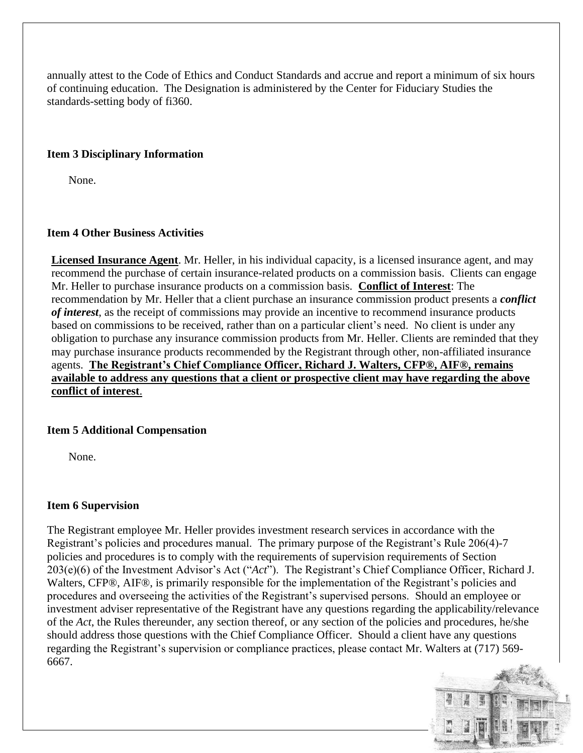annually attest to the Code of Ethics and Conduct Standards and accrue and report a minimum of six hours of continuing education. The Designation is administered by the Center for Fiduciary Studies the standards-setting body of fi360.

### Item 3 Disciplinary Information

None.

### Item 4 Other Business Activities

**Licensed Insurance Agent**. Mr. Heller, in his individual capacity, is a licensed insurance agent, and may recommend the purchase of certain insurance-related products on a commission basis. Clients can engage Mr. Heller to purchase insurance products on a commission basis. **Conflict of Interest**: The recommendation by Mr. Heller that a client purchase an insurance commission product presents a ***conflict of interest***, as the receipt of commissions may provide an incentive to recommend insurance products based on commissions to be received, rather than on a particular client's need. No client is under any obligation to purchase any insurance commission products from Mr. Heller. Clients are reminded that they may purchase insurance products recommended by the Registrant through other, non-affiliated insurance agents. **The Registrant's Chief Compliance Officer, Richard J. Walters, CFP®, AIF®, remains available to address any questions that a client or prospective client may have regarding the above conflict of interest**.

### Item 5 Additional Compensation

None.

### Item 6 Supervision

The Registrant employee Mr. Heller provides investment research services in accordance with the Registrant's policies and procedures manual. The primary purpose of the Registrant's Rule 206(4)-7 policies and procedures is to comply with the requirements of supervision requirements of Section 203(e)(6) of the Investment Advisor's Act ("*Act*"). The Registrant's Chief Compliance Officer, Richard J. Walters, CFP®, AIF®, is primarily responsible for the implementation of the Registrant's policies and procedures and overseeing the activities of the Registrant's supervised persons. Should an employee or investment adviser representative of the Registrant have any questions regarding the applicability/relevance of the *Act*, the Rules thereunder, any section thereof, or any section of the policies and procedures, he/she should address those questions with the Chief Compliance Officer. Should a client have any questions regarding the Registrant's supervision or compliance practices, please contact Mr. Walters at (717) 569-6667.